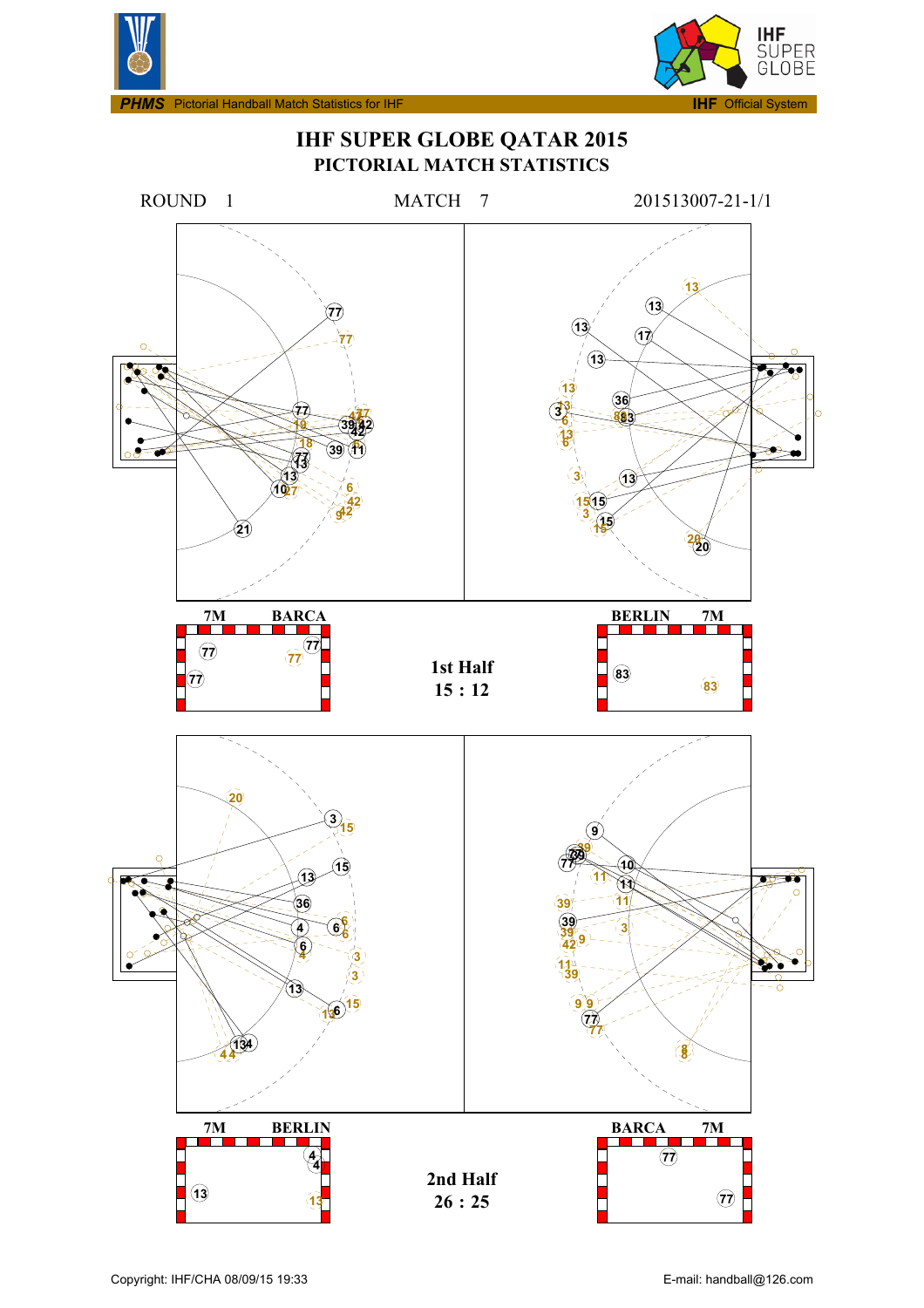**PHMS** Pictorial Handball Match Statistics for IHF — **IHF** Official System

# IHF SUPER GLOBE QATAR 2015

## PICTORIAL MATCH STATISTICS

ROUND 1 MATCH 7 201513007-21-1/1

| 7M | BARCA | | BERLIN | 7M |
|---|---|---|---|---|
| | | **1st Half** **15 : 12** | | |

| 7M | BERLIN | | BARCA | 7M |
|---|---|---|---|---|
| | | **2nd Half** **26 : 25** | | |

Copyright: IHF/CHA 08/09/15 19:33

E-mail: handball@126.com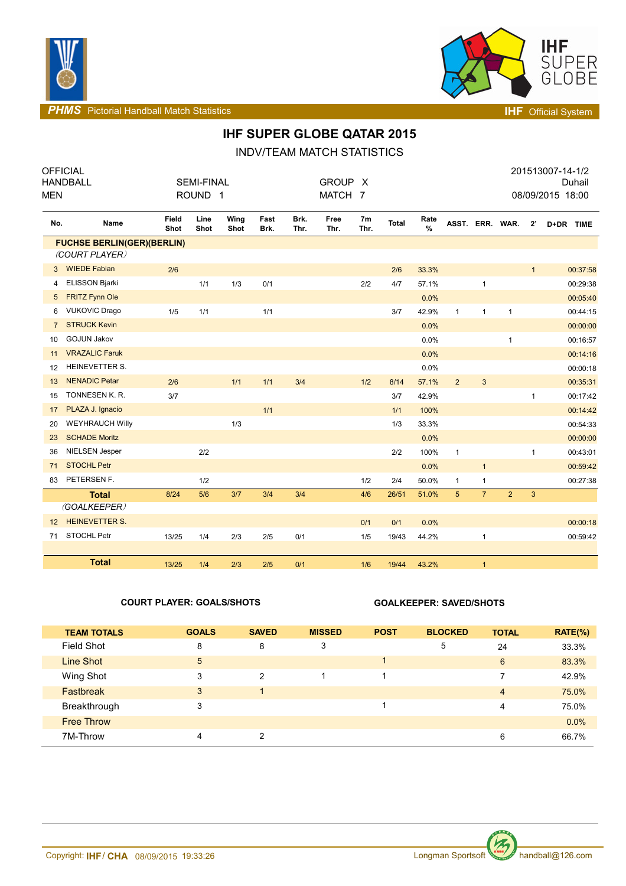# IHF SUPER GLOBE QATAR 2015

## INDV/TEAM MATCH STATISTICS

OFFICIAL HANDBALL MEN — SEMI-FINAL ROUND 1 — GROUP X MATCH 7 — 201513007-14-1/2 Duhail 08/09/2015 18:00

| No. | Name | Field Shot | Line Shot | Wing Shot | Fast Brk. | Brk. Thr. | Free Thr. | 7m Thr. | Total | Rate % | ASST. | ERR. | WAR. | 2' | D+DR | TIME |
|---|---|---|---|---|---|---|---|---|---|---|---|---|---|---|---|---|
| **FUCHSE BERLIN(GER)(BERLIN)** | | | | | | | | | | | | | | | | |
| *(COURT PLAYER)* | | | | | | | | | | | | | | | | |
| 3 | WIEDE Fabian | 2/6 | | | | | | | 2/6 | 33.3% | | | | 1 | | 00:37:58 |
| 4 | ELISSON Bjarki | | 1/1 | 1/3 | 0/1 | | | 2/2 | 4/7 | 57.1% | | 1 | | | | 00:29:38 |
| 5 | FRITZ Fynn Ole | | | | | | | | | 0.0% | | | | | | 00:05:40 |
| 6 | VUKOVIC Drago | 1/5 | 1/1 | | 1/1 | | | | 3/7 | 42.9% | 1 | 1 | 1 | | | 00:44:15 |
| 7 | STRUCK Kevin | | | | | | | | | 0.0% | | | | | | 00:00:00 |
| 10 | GOJUN Jakov | | | | | | | | | 0.0% | | | 1 | | | 00:16:57 |
| 11 | VRAZALIC Faruk | | | | | | | | | 0.0% | | | | | | 00:14:16 |
| 12 | HEINEVETTER S. | | | | | | | | | 0.0% | | | | | | 00:00:18 |
| 13 | NENADIC Petar | 2/6 | | 1/1 | 1/1 | 3/4 | | 1/2 | 8/14 | 57.1% | 2 | 3 | | | | 00:35:31 |
| 15 | TONNESEN K. R. | 3/7 | | | | | | | 3/7 | 42.9% | | | | 1 | | 00:17:42 |
| 17 | PLAZA J. Ignacio | | | | 1/1 | | | | 1/1 | 100% | | | | | | 00:14:42 |
| 20 | WEYHRAUCH Willy | | | 1/3 | | | | | 1/3 | 33.3% | | | | | | 00:54:33 |
| 23 | SCHADE Moritz | | | | | | | | | 0.0% | | | | | | 00:00:00 |
| 36 | NIELSEN Jesper | | 2/2 | | | | | | 2/2 | 100% | 1 | | | 1 | | 00:43:01 |
| 71 | STOCHL Petr | | | | | | | | | 0.0% | | 1 | | | | 00:59:42 |
| 83 | PETERSEN F. | | 1/2 | | | | | 1/2 | 2/4 | 50.0% | 1 | 1 | | | | 00:27:38 |
| | **Total** | 8/24 | 5/6 | 3/7 | 3/4 | 3/4 | | 4/6 | 26/51 | 51.0% | 5 | 7 | 2 | 3 | | |
| *(GOALKEEPER)* | | | | | | | | | | | | | | | | |
| 12 | HEINEVETTER S. | | | | | | | 0/1 | 0/1 | 0.0% | | | | | | 00:00:18 |
| 71 | STOCHL Petr | 13/25 | 1/4 | 2/3 | 2/5 | 0/1 | | 1/5 | 19/43 | 44.2% | | 1 | | | | 00:59:42 |
| | **Total** | 13/25 | 1/4 | 2/3 | 2/5 | 0/1 | | 1/6 | 19/44 | 43.2% | | 1 | | | | |

**COURT PLAYER: GOALS/SHOTS** — **GOALKEEPER: SAVED/SHOTS**

| TEAM TOTALS | GOALS | SAVED | MISSED | POST | BLOCKED | TOTAL | RATE(%) |
|---|---|---|---|---|---|---|---|
| Field Shot | 8 | 8 | 3 | | 5 | 24 | 33.3% |
| Line Shot | 5 | | | 1 | | 6 | 83.3% |
| Wing Shot | 3 | 2 | 1 | 1 | | 7 | 42.9% |
| Fastbreak | 3 | 1 | | | | 4 | 75.0% |
| Breakthrough | 3 | | | 1 | | 4 | 75.0% |
| Free Throw | | | | | | | 0.0% |
| 7M-Throw | 4 | 2 | | | | 6 | 66.7% |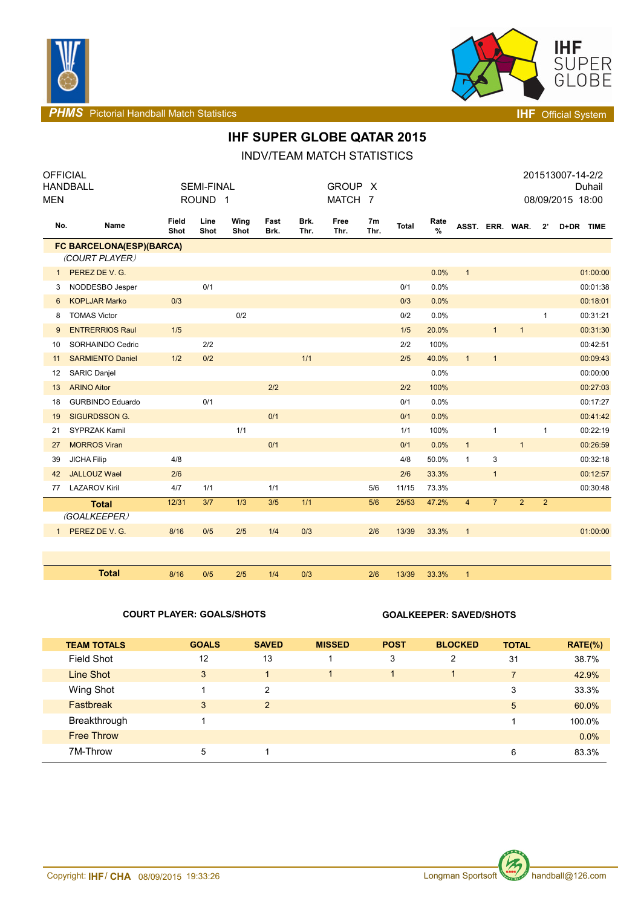**PHMS** Pictorial Handball Match Statistics

**IHF** Official System

# IHF SUPER GLOBE QATAR 2015

## INDV/TEAM MATCH STATISTICS

| OFFICIAL HANDBALL MEN | SEMI-FINAL ROUND 1 | GROUP X MATCH 7 | 201513007-14-2/2 Duhail 08/09/2015 18:00 |
|---|---|---|---|

| No. | Name | Field Shot | Line Shot | Wing Shot | Fast Brk. | Brk. Thr. | Free Thr. | 7m Thr. | Total | Rate % | ASST. | ERR. | WAR. | 2' | D+DR | TIME |
|---|---|---|---|---|---|---|---|---|---|---|---|---|---|---|---|---|
| **FC BARCELONA(ESP)(BARCA)** | | | | | | | | | | | | | | | | |
| *(COURT PLAYER)* | | | | | | | | | | | | | | | | |
| 1 | PEREZ DE V. G. | | | | | | | | | 0.0% | 1 | | | | | 01:00:00 |
| 3 | NODDESBO Jesper | | 0/1 | | | | | | 0/1 | 0.0% | | | | | | 00:01:38 |
| 6 | KOPLJAR Marko | 0/3 | | | | | | | 0/3 | 0.0% | | | | | | 00:18:01 |
| 8 | TOMAS Victor | | | 0/2 | | | | | 0/2 | 0.0% | | | | 1 | | 00:31:21 |
| 9 | ENTRERRIOS Raul | 1/5 | | | | | | | 1/5 | 20.0% | | 1 | 1 | | | 00:31:30 |
| 10 | SORHAINDO Cedric | | 2/2 | | | | | | 2/2 | 100% | | | | | | 00:42:51 |
| 11 | SARMIENTO Daniel | 1/2 | 0/2 | | | 1/1 | | | 2/5 | 40.0% | 1 | 1 | | | | 00:09:43 |
| 12 | SARIC Danjel | | | | | | | | | 0.0% | | | | | | 00:00:00 |
| 13 | ARINO Aitor | | | | 2/2 | | | | 2/2 | 100% | | | | | | 00:27:03 |
| 18 | GURBINDO Eduardo | | 0/1 | | | | | | 0/1 | 0.0% | | | | | | 00:17:27 |
| 19 | SIGURDSSON G. | | | | 0/1 | | | | 0/1 | 0.0% | | | | | | 00:41:42 |
| 21 | SYPRZAK Kamil | | | 1/1 | | | | | 1/1 | 100% | | 1 | | 1 | | 00:22:19 |
| 27 | MORROS Viran | | | | 0/1 | | | | 0/1 | 0.0% | 1 | | 1 | | | 00:26:59 |
| 39 | JICHA Filip | 4/8 | | | | | | | 4/8 | 50.0% | 1 | 3 | | | | 00:32:18 |
| 42 | JALLOUZ Wael | 2/6 | | | | | | | 2/6 | 33.3% | | 1 | | | | 00:12:57 |
| 77 | LAZAROV Kiril | 4/7 | 1/1 | | 1/1 | | | 5/6 | 11/15 | 73.3% | | | | | | 00:30:48 |
| | **Total** | 12/31 | 3/7 | 1/3 | 3/5 | 1/1 | | 5/6 | 25/53 | 47.2% | 4 | 7 | 2 | 2 | | |
| *(GOALKEEPER)* | | | | | | | | | | | | | | | | |
| 1 | PEREZ DE V. G. | 8/16 | 0/5 | 2/5 | 1/4 | 0/3 | | 2/6 | 13/39 | 33.3% | 1 | | | | | 01:00:00 |
| | **Total** | 8/16 | 0/5 | 2/5 | 1/4 | 0/3 | | 2/6 | 13/39 | 33.3% | 1 | | | | | |

**COURT PLAYER: GOALS/SHOTS** **GOALKEEPER: SAVED/SHOTS**

| TEAM TOTALS | GOALS | SAVED | MISSED | POST | BLOCKED | TOTAL | RATE(%) |
|---|---|---|---|---|---|---|---|
| Field Shot | 12 | 13 | 1 | 3 | 2 | 31 | 38.7% |
| Line Shot | 3 | 1 | 1 | 1 | 1 | 7 | 42.9% |
| Wing Shot | 1 | 2 | | | | 3 | 33.3% |
| Fastbreak | 3 | 2 | | | | 5 | 60.0% |
| Breakthrough | 1 | | | | | 1 | 100.0% |
| Free Throw | | | | | | | 0.0% |
| 7M-Throw | 5 | 1 | | | | 6 | 83.3% |

Copyright: IHF / CHA 08/09/2015 19:33:26 Longman Sportsoft handball@126.com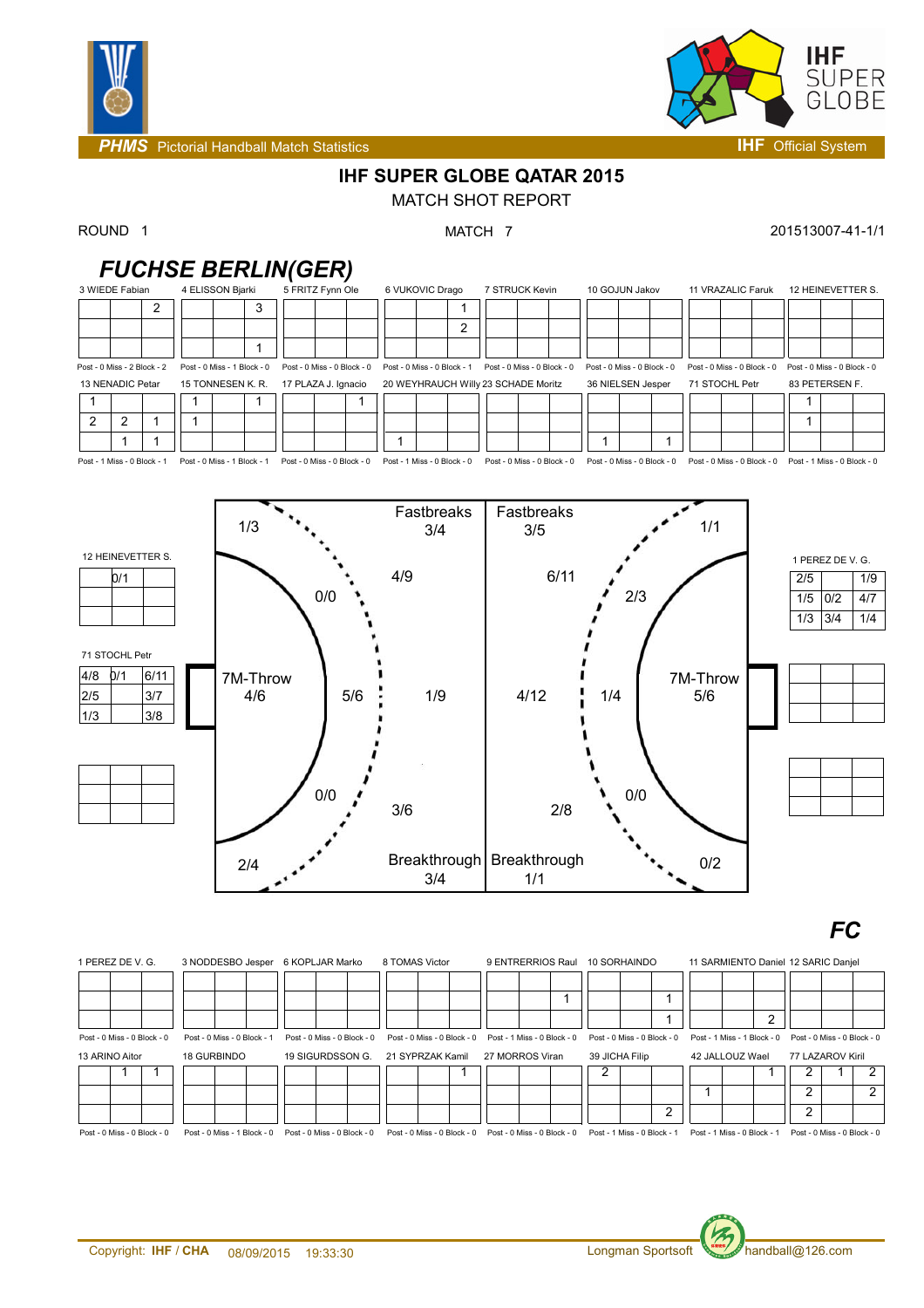PHMS Pictorial Handball Match Statistics

IHF Official System

# IHF SUPER GLOBE QATAR 2015

MATCH SHOT REPORT

ROUND 1 MATCH 7 201513007-41-1/1

## FUCHSE BERLIN(GER)

3 WIEDE Fabian — Post - 0 Miss - 2 Block - 2

4 ELISSON Bjarki — Post - 0 Miss - 1 Block - 0

5 FRITZ Fynn Ole — Post - 0 Miss - 0 Block - 0

6 VUKOVIC Drago — Post - 0 Miss - 0 Block - 1

7 STRUCK Kevin — Post - 0 Miss - 0 Block - 0

10 GOJUN Jakov — Post - 0 Miss - 0 Block - 0

11 VRAZALIC Faruk — Post - 0 Miss - 0 Block - 0

12 HEINEVETTER S. — Post - 0 Miss - 0 Block - 0

13 NENADIC Petar — Post - 1 Miss - 0 Block - 1

15 TONNESEN K. R. — Post - 0 Miss - 1 Block - 1

17 PLAZA J. Ignacio — Post - 0 Miss - 0 Block - 0

20 WEYHRAUCH Willy — Post - 1 Miss - 0 Block - 0

23 SCHADE Moritz — Post - 0 Miss - 0 Block - 0

36 NIELSEN Jesper — Post - 0 Miss - 0 Block - 0

71 STOCHL Petr — Post - 0 Miss - 0 Block - 0

83 PETERSEN F. — Post - 1 Miss - 0 Block - 0

12 HEINEVETTER S.

| | | |
|---|---|---|
| | 0/1 | |
| | | |
| | | |

71 STOCHL Petr

| | | |
|---|---|---|
| 4/8 | 0/1 | 6/11 |
| 2/5 | | 3/7 |
| 1/3 | | 3/8 |

1 PEREZ DE V. G.

| | | |
|---|---|---|
| 2/5 | | 1/9 |
| 1/5 | 0/2 | 4/7 |
| 1/3 | 3/4 | 1/4 |

Fastbreaks 3/4
Fastbreaks 3/5
1/3
1/1
4/9
6/11
0/0
2/3
7M-Throw 4/6
7M-Throw 5/6
5/6
1/9
4/12
1/4
0/0
0/0
3/6
2/8
2/4
0/2
Breakthrough 3/4
Breakthrough 1/1

## FC

1 PEREZ DE V. G. — Post - 0 Miss - 0 Block - 0

3 NODDESBO Jesper — Post - 0 Miss - 0 Block - 1

6 KOPLJAR Marko — Post - 0 Miss - 0 Block - 0

8 TOMAS Victor — Post - 0 Miss - 0 Block - 0

9 ENTRERRIOS Raul — Post - 1 Miss - 0 Block - 0

10 SORHAINDO — Post - 0 Miss - 0 Block - 0

11 SARMIENTO Daniel — Post - 1 Miss - 1 Block - 0

12 SARIC Danjel — Post - 0 Miss - 0 Block - 0

13 ARINO Aitor — Post - 0 Miss - 0 Block - 0

18 GURBINDO — Post - 0 Miss - 1 Block - 0

19 SIGURDSSON G. — Post - 0 Miss - 0 Block - 0

21 SYPRZAK Kamil — Post - 0 Miss - 0 Block - 0

27 MORROS Viran — Post - 0 Miss - 0 Block - 0

39 JICHA Filip — Post - 1 Miss - 0 Block - 1

42 JALLOUZ Wael — Post - 1 Miss - 0 Block - 1

77 LAZAROV Kiril — Post - 0 Miss - 0 Block - 0

Copyright: IHF / CHA 08/09/2015 19:33:30 Longman Sportsoft handball@126.com